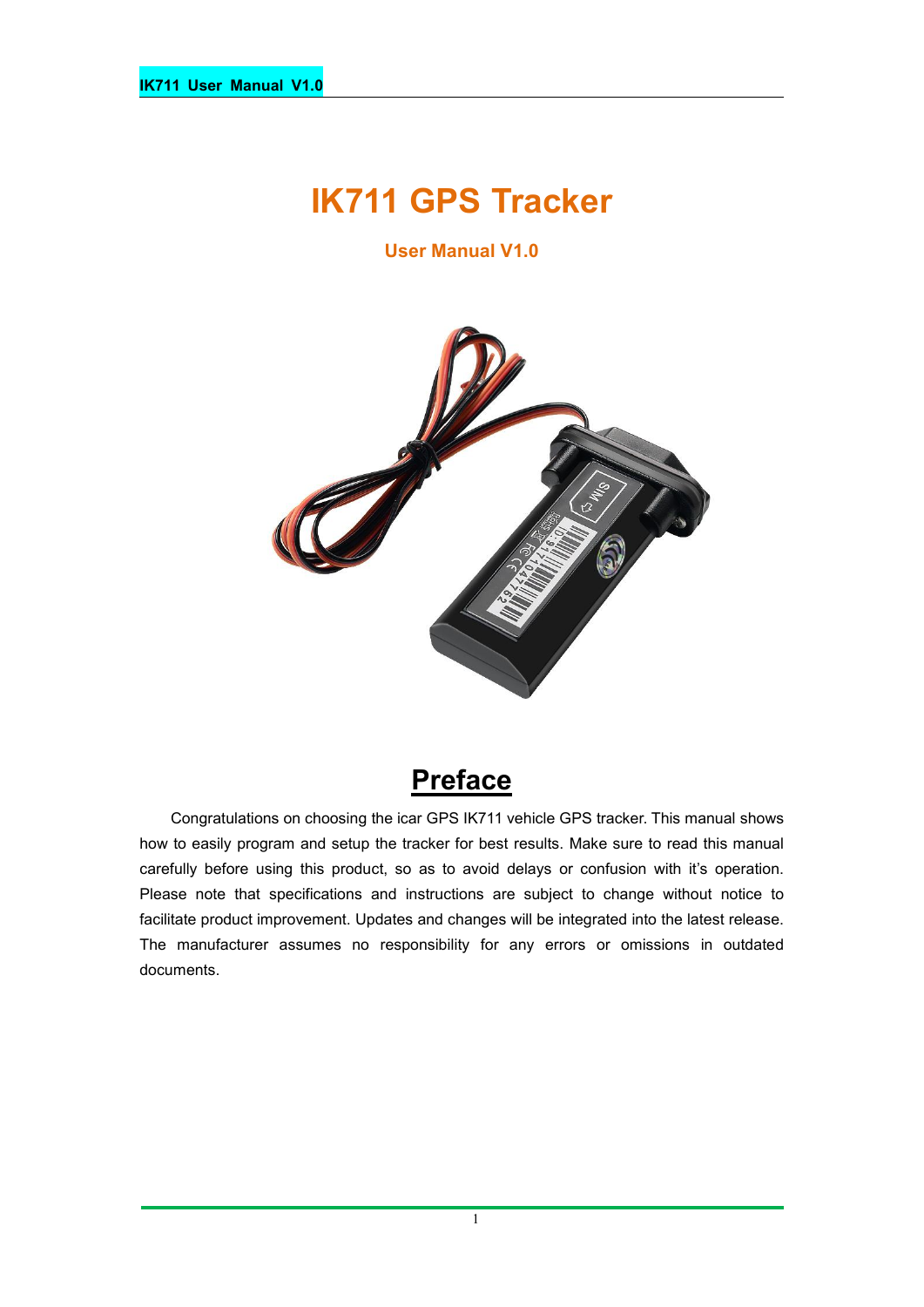# IK711 GPS Tracker

**User Manual V1.0**

## Preface

Congratulations on choosing the icar GPS IK711 vehicle GPS tracker. This manual shows how to easily program and setup the tracker for best results. Make sure to read this manual carefully before using this product, so as to avoid delays or confusion with it's operation. Please note that specifications and instructions are subject to change without notice to facilitate product improvement. Updates and changes will be integrated into the latest release. The manufacturer assumes no responsibility for any errors or omissions in outdated documents.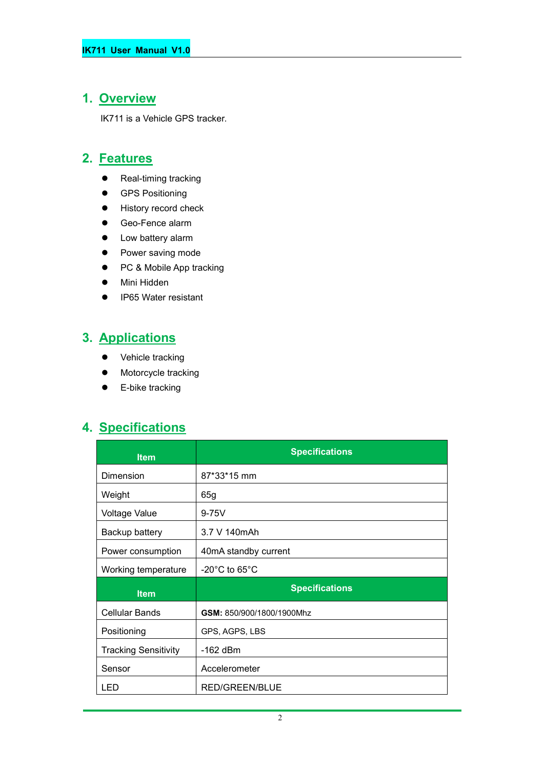## 1. Overview

IK711 is a Vehicle GPS tracker.

## 2. Features

- Real-timing tracking
- GPS Positioning
- History record check
- Geo-Fence alarm
- Low battery alarm
- Power saving mode
- PC & Mobile App tracking
- Mini Hidden
- IP65 Water resistant

## 3. Applications

- Vehicle tracking
- Motorcycle tracking
- E-bike tracking

## 4. Specifications

| Item | Specifications |
|---|---|
| Dimension | 87*33*15 mm |
| Weight | 65g |
| Voltage Value | 9-75V |
| Backup battery | 3.7 V 140mAh |
| Power consumption | 40mA standby current |
| Working temperature | -20°C to 65°C |
| **Item** | **Specifications** |
| Cellular Bands | **GSM:** 850/900/1800/1900Mhz |
| Positioning | GPS, AGPS, LBS |
| Tracking Sensitivity | -162 dBm |
| Sensor | Accelerometer |
| LED | RED/GREEN/BLUE |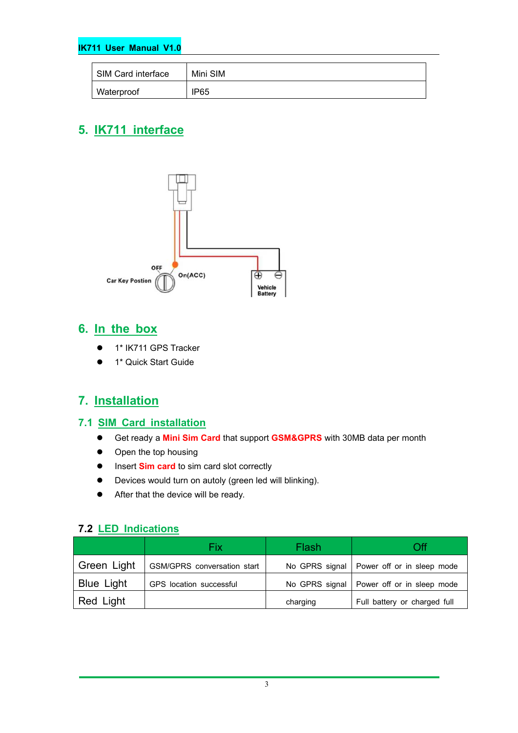| SIM Card interface | Mini SIM |
|---|---|
| Waterproof | IP65 |

## 5. IK711 interface

OFF

Car Key Postion

On(ACC)

Vehicle Battery

## 6. In the box

- 1* IK711 GPS Tracker
- 1* Quick Start Guide

## 7. Installation

### 7.1 SIM Card installation

- Get ready a **Mini Sim Card** that support **GSM&GPRS** with 30MB data per month
- Open the top housing
- Insert **Sim card** to sim card slot correctly
- Devices would turn on autoly (green led will blinking).
- After that the device will be ready.

### 7.2 LED Indications

| | Fix | Flash | Off |
|---|---|---|---|
| Green Light | GSM/GPRS conversation start | No GPRS signal | Power off or in sleep mode |
| Blue Light | GPS location successful | No GPRS signal | Power off or in sleep mode |
| Red Light | | charging | Full battery or charged full |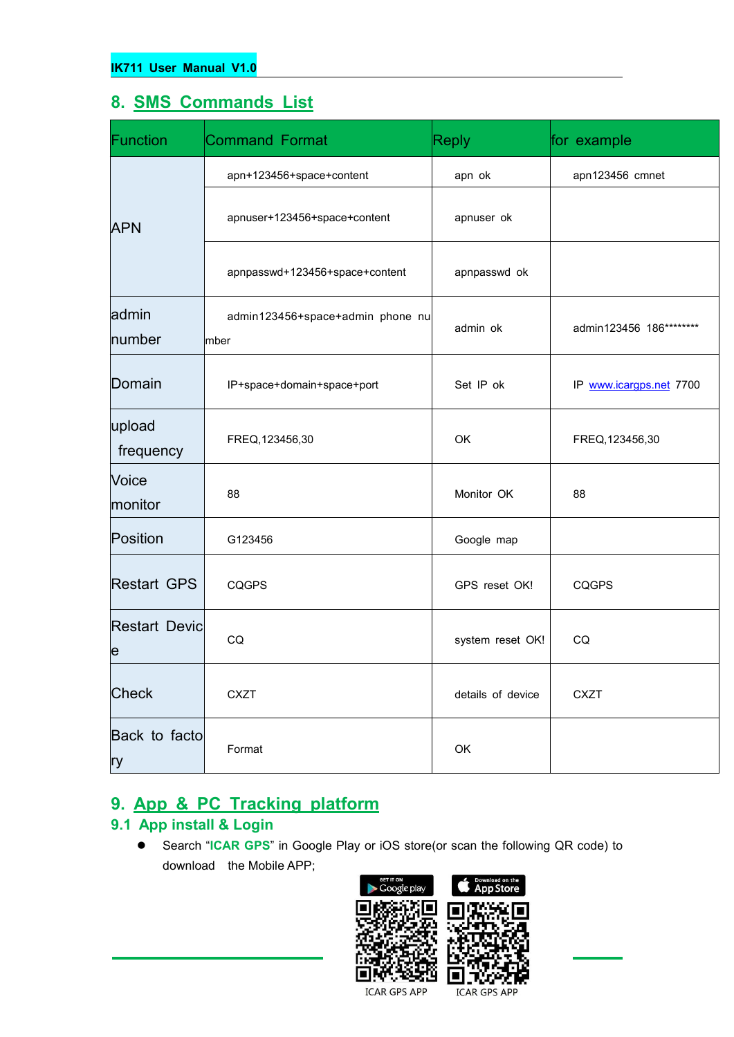## 8. SMS Commands List

| Function | Command Format | Reply | for example |
|---|---|---|---|
| APN | apn+123456+space+content | apn ok | apn123456 cmnet |
| | apnuser+123456+space+content | apnuser ok | |
| | apnpasswd+123456+space+content | apnpasswd ok | |
| admin number | admin123456+space+admin phone number | admin ok | admin123456 186******** |
| Domain | IP+space+domain+space+port | Set IP ok | IP www.icargps.net 7700 |
| upload frequency | FREQ,123456,30 | OK | FREQ,123456,30 |
| Voice monitor | 88 | Monitor OK | 88 |
| Position | G123456 | Google map | |
| Restart GPS | CQGPS | GPS reset OK! | CQGPS |
| Restart Device | CQ | system reset OK! | CQ |
| Check | CXZT | details of device | CXZT |
| Back to factory | Format | OK | |

## 9. App & PC Tracking platform

### 9.1 App install & Login

- Search "**ICAR GPS**" in Google Play or iOS store(or scan the following QR code) to download the Mobile APP;

GET IT ON Google play — ICAR GPS APP

Download on the App Store — ICAR GPS APP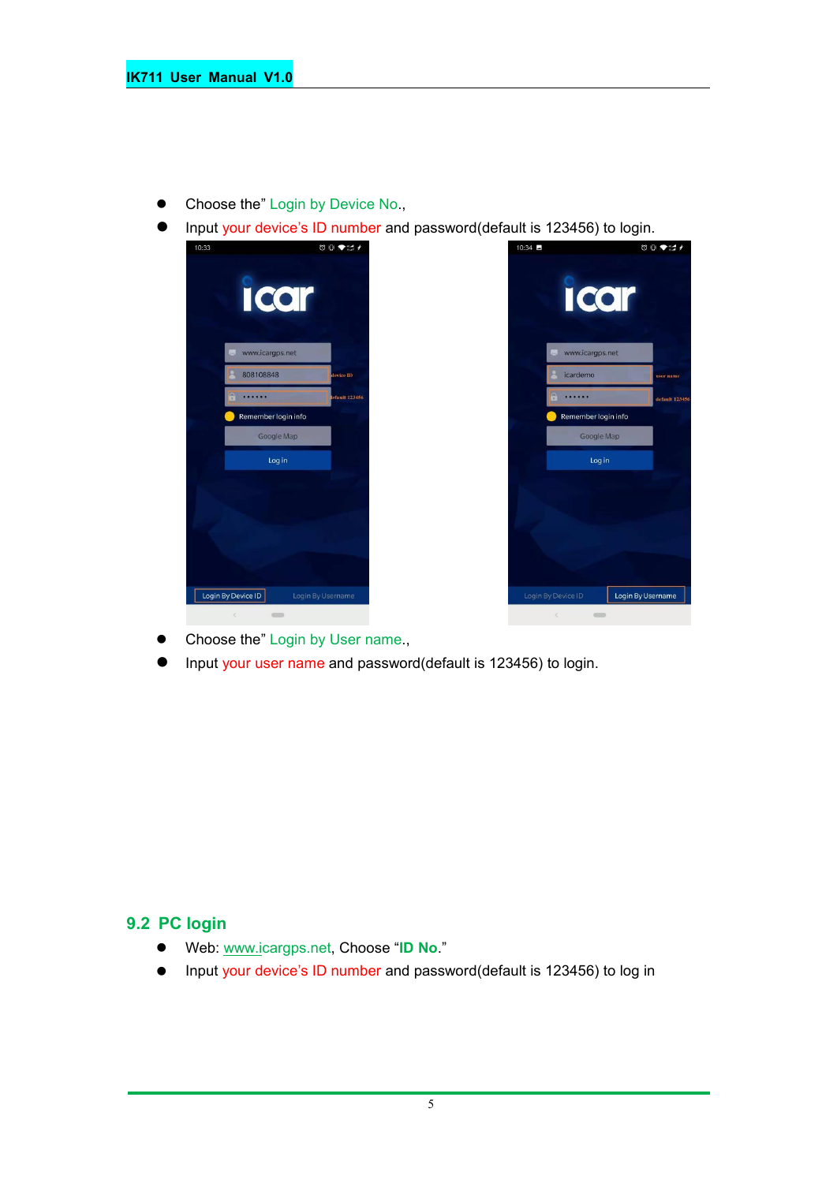- Choose the” Login by Device No.,
- Input your device’s ID number and password(default is 123456) to login.

- Choose the” Login by User name.,
- Input your user name and password(default is 123456) to login.

## 9.2 PC login

- Web: www.icargps.net, Choose “**ID No**.”
- Input your device’s ID number and password(default is 123456) to log in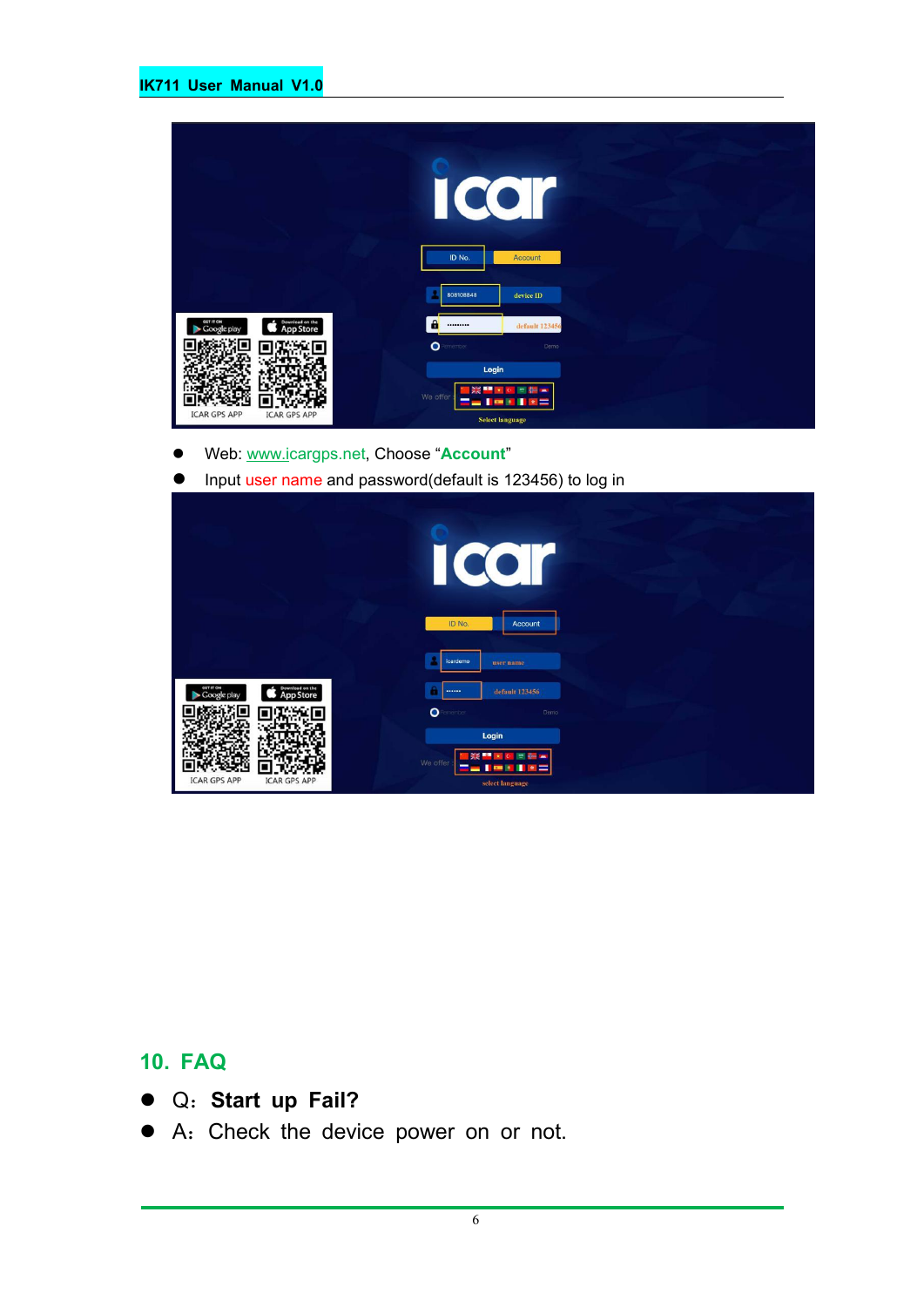- Web: www.icargps.net, Choose "**Account**"
- Input user name and password(default is 123456) to log in

## 10. FAQ

- Q：**Start up Fail?**
- A：Check the device power on or not.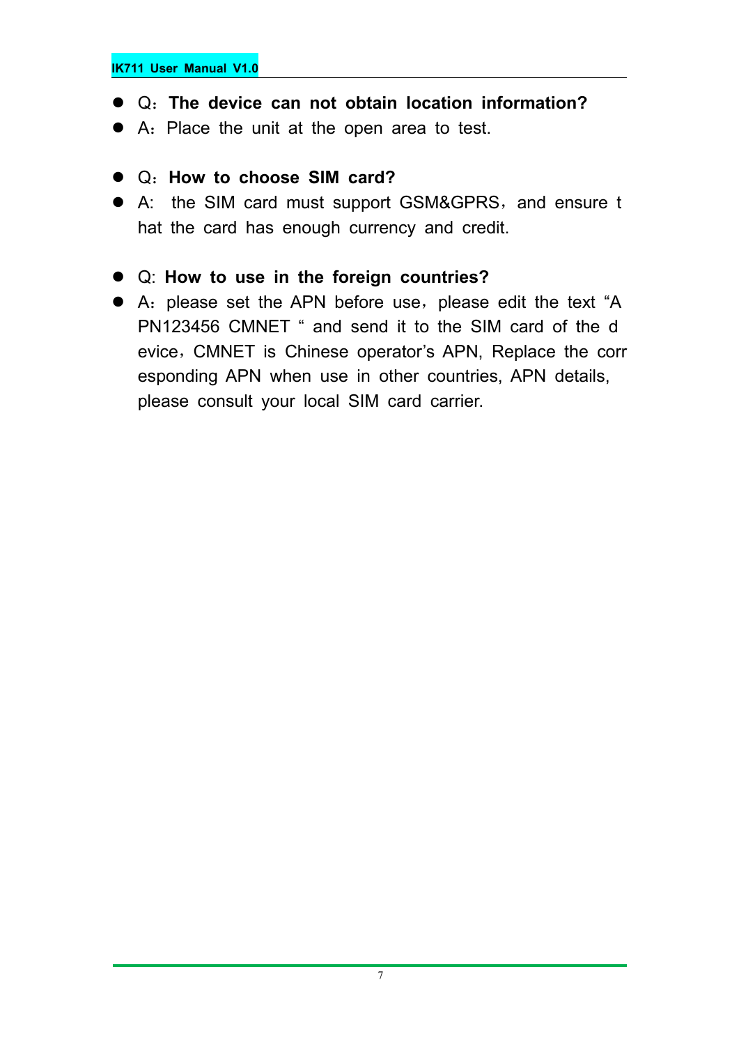- Q：**The device can not obtain location information?**
- A：Place the unit at the open area to test.

- Q：**How to choose SIM card?**
- A: the SIM card must support GSM&GPRS，and ensure that the card has enough currency and credit.

- Q: **How to use in the foreign countries?**
- A：please set the APN before use，please edit the text "APN123456 CMNET " and send it to the SIM card of the device，CMNET is Chinese operator's APN, Replace the corresponding APN when use in other countries, APN details, please consult your local SIM card carrier.